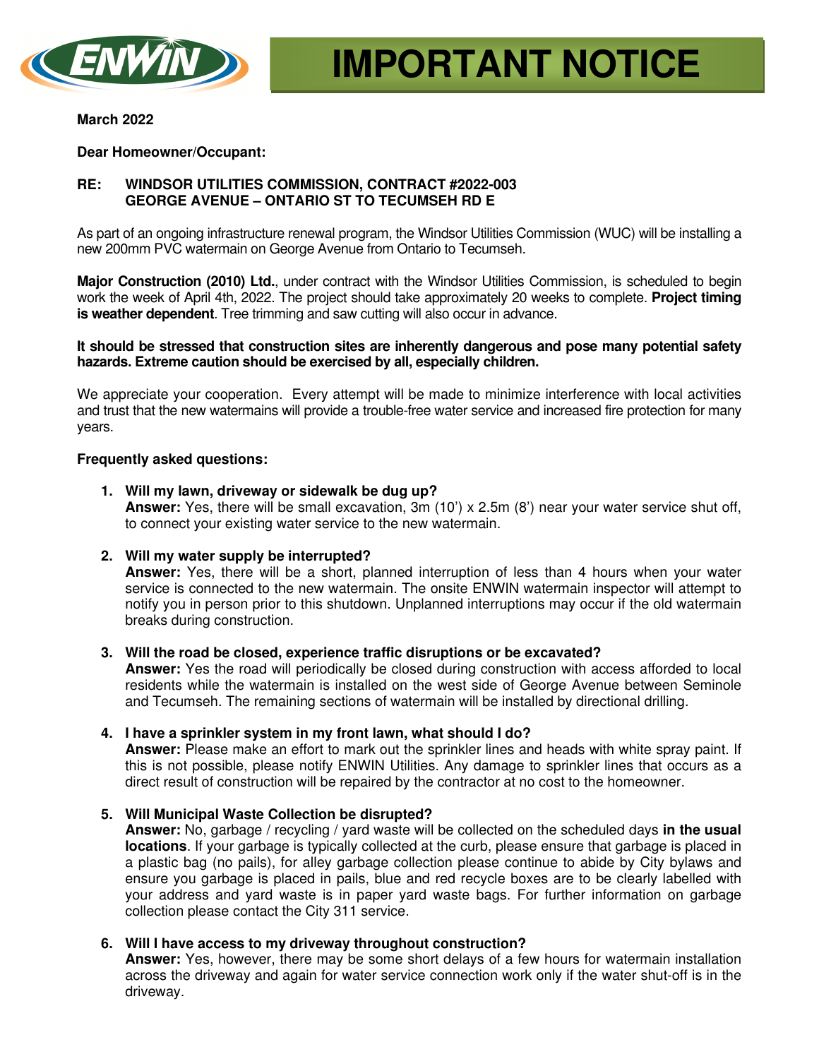# IMPORTANT NOTICE

**March 2022**

**Dear Homeowner/Occupant:**

**RE: WINDSOR UTILITIES COMMISSION, CONTRACT #2022-003**
**GEORGE AVENUE – ONTARIO ST TO TECUMSEH RD E**

As part of an ongoing infrastructure renewal program, the Windsor Utilities Commission (WUC) will be installing a new 200mm PVC watermain on George Avenue from Ontario to Tecumseh.

**Major Construction (2010) Ltd.**, under contract with the Windsor Utilities Commission, is scheduled to begin work the week of April 4th, 2022. The project should take approximately 20 weeks to complete. **Project timing is weather dependent**. Tree trimming and saw cutting will also occur in advance.

**It should be stressed that construction sites are inherently dangerous and pose many potential safety hazards. Extreme caution should be exercised by all, especially children.**

We appreciate your cooperation. Every attempt will be made to minimize interference with local activities and trust that the new watermains will provide a trouble-free water service and increased fire protection for many years.

**Frequently asked questions:**

1. **Will my lawn, driveway or sidewalk be dug up?**
   **Answer:** Yes, there will be small excavation, 3m (10') x 2.5m (8') near your water service shut off, to connect your existing water service to the new watermain.

2. **Will my water supply be interrupted?**
   **Answer:** Yes, there will be a short, planned interruption of less than 4 hours when your water service is connected to the new watermain. The onsite ENWIN watermain inspector will attempt to notify you in person prior to this shutdown. Unplanned interruptions may occur if the old watermain breaks during construction.

3. **Will the road be closed, experience traffic disruptions or be excavated?**
   **Answer:** Yes the road will periodically be closed during construction with access afforded to local residents while the watermain is installed on the west side of George Avenue between Seminole and Tecumseh. The remaining sections of watermain will be installed by directional drilling.

4. **I have a sprinkler system in my front lawn, what should I do?**
   **Answer:** Please make an effort to mark out the sprinkler lines and heads with white spray paint. If this is not possible, please notify ENWIN Utilities. Any damage to sprinkler lines that occurs as a direct result of construction will be repaired by the contractor at no cost to the homeowner.

5. **Will Municipal Waste Collection be disrupted?**
   **Answer:** No, garbage / recycling / yard waste will be collected on the scheduled days **in the usual locations**. If your garbage is typically collected at the curb, please ensure that garbage is placed in a plastic bag (no pails), for alley garbage collection please continue to abide by City bylaws and ensure you garbage is placed in pails, blue and red recycle boxes are to be clearly labelled with your address and yard waste is in paper yard waste bags. For further information on garbage collection please contact the City 311 service.

6. **Will I have access to my driveway throughout construction?**
   **Answer:** Yes, however, there may be some short delays of a few hours for watermain installation across the driveway and again for water service connection work only if the water shut-off is in the driveway.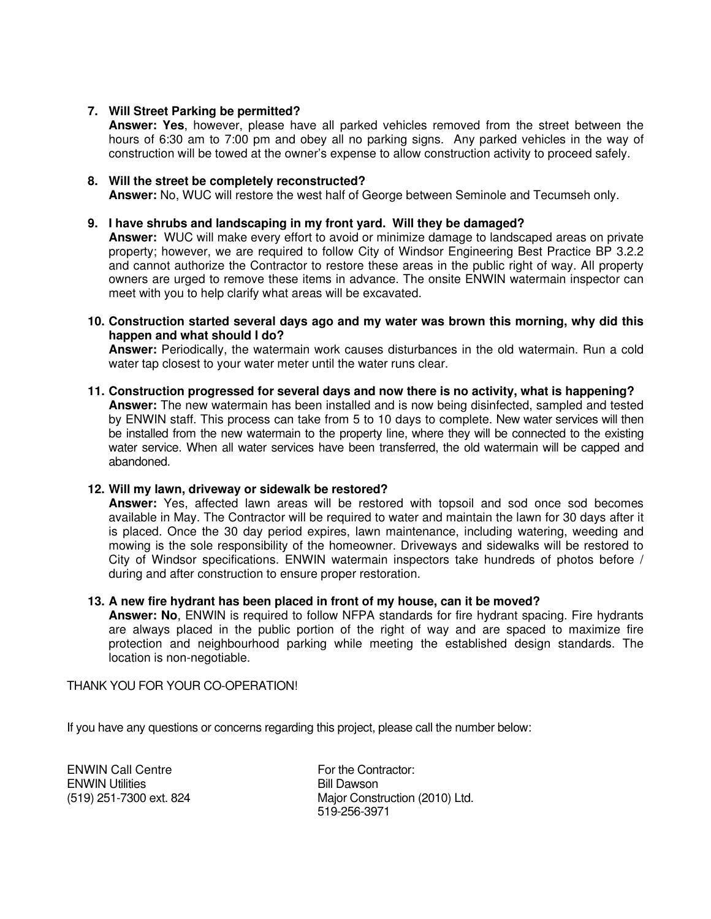7. **Will Street Parking be permitted?**
   **Answer: Yes**, however, please have all parked vehicles removed from the street between the hours of 6:30 am to 7:00 pm and obey all no parking signs. Any parked vehicles in the way of construction will be towed at the owner's expense to allow construction activity to proceed safely.

8. **Will the street be completely reconstructed?**
   **Answer:** No, WUC will restore the west half of George between Seminole and Tecumseh only.

9. **I have shrubs and landscaping in my front yard. Will they be damaged?**
   **Answer:** WUC will make every effort to avoid or minimize damage to landscaped areas on private property; however, we are required to follow City of Windsor Engineering Best Practice BP 3.2.2 and cannot authorize the Contractor to restore these areas in the public right of way. All property owners are urged to remove these items in advance. The onsite ENWIN watermain inspector can meet with you to help clarify what areas will be excavated.

10. **Construction started several days ago and my water was brown this morning, why did this happen and what should I do?**
    **Answer:** Periodically, the watermain work causes disturbances in the old watermain. Run a cold water tap closest to your water meter until the water runs clear.

11. **Construction progressed for several days and now there is no activity, what is happening?**
    **Answer:** The new watermain has been installed and is now being disinfected, sampled and tested by ENWIN staff. This process can take from 5 to 10 days to complete. New water services will then be installed from the new watermain to the property line, where they will be connected to the existing water service. When all water services have been transferred, the old watermain will be capped and abandoned.

12. **Will my lawn, driveway or sidewalk be restored?**
    **Answer:** Yes, affected lawn areas will be restored with topsoil and sod once sod becomes available in May. The Contractor will be required to water and maintain the lawn for 30 days after it is placed. Once the 30 day period expires, lawn maintenance, including watering, weeding and mowing is the sole responsibility of the homeowner. Driveways and sidewalks will be restored to City of Windsor specifications. ENWIN watermain inspectors take hundreds of photos before / during and after construction to ensure proper restoration.

13. **A new fire hydrant has been placed in front of my house, can it be moved?**
    **Answer: No**, ENWIN is required to follow NFPA standards for fire hydrant spacing. Fire hydrants are always placed in the public portion of the right of way and are spaced to maximize fire protection and neighbourhood parking while meeting the established design standards. The location is non-negotiable.

THANK YOU FOR YOUR CO-OPERATION!

If you have any questions or concerns regarding this project, please call the number below:

ENWIN Call Centre
ENWIN Utilities
(519) 251-7300 ext. 824

For the Contractor:
Bill Dawson
Major Construction (2010) Ltd.
519-256-3971